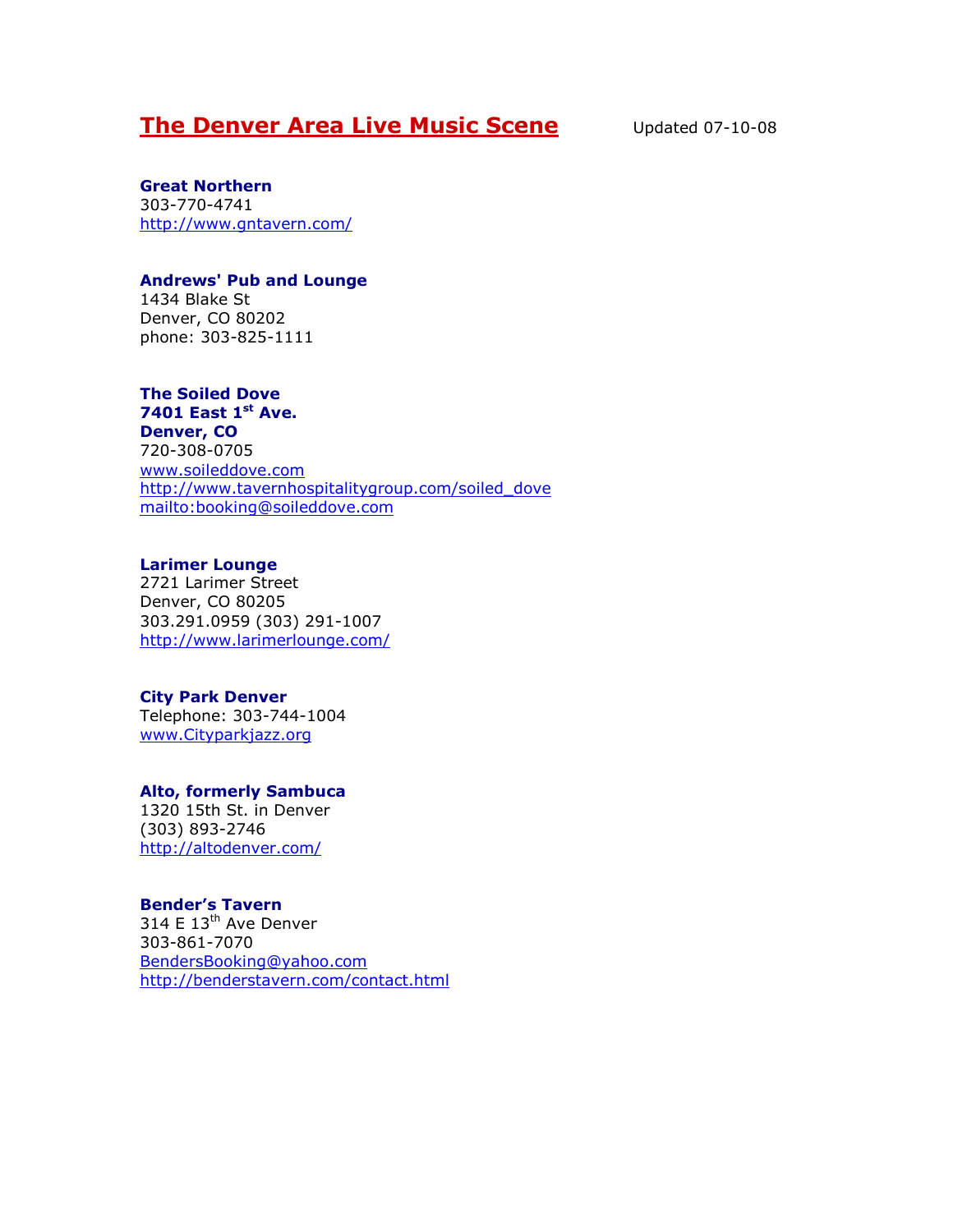# The Denver Area Live Music Scene

Updated 07-10-08

**Great Northern**
303-770-4741
http://www.gntavern.com/

**Andrews' Pub and Lounge**
1434 Blake St
Denver, CO 80202
phone: 303-825-1111

**The Soiled Dove**
**7401 East 1st Ave.**
**Denver, CO**
720-308-0705
www.soileddove.com
http://www.tavernhospitalitygroup.com/soiled_dove
mailto:booking@soileddove.com

**Larimer Lounge**
2721 Larimer Street
Denver, CO 80205
303.291.0959 (303) 291-1007
http://www.larimerlounge.com/

**City Park Denver**
Telephone: 303-744-1004
www.Cityparkjazz.org

**Alto, formerly Sambuca**
1320 15th St. in Denver
(303) 893-2746
http://altodenver.com/

**Bender's Tavern**
314 E 13th Ave Denver
303-861-7070
BendersBooking@yahoo.com
http://benderstavern.com/contact.html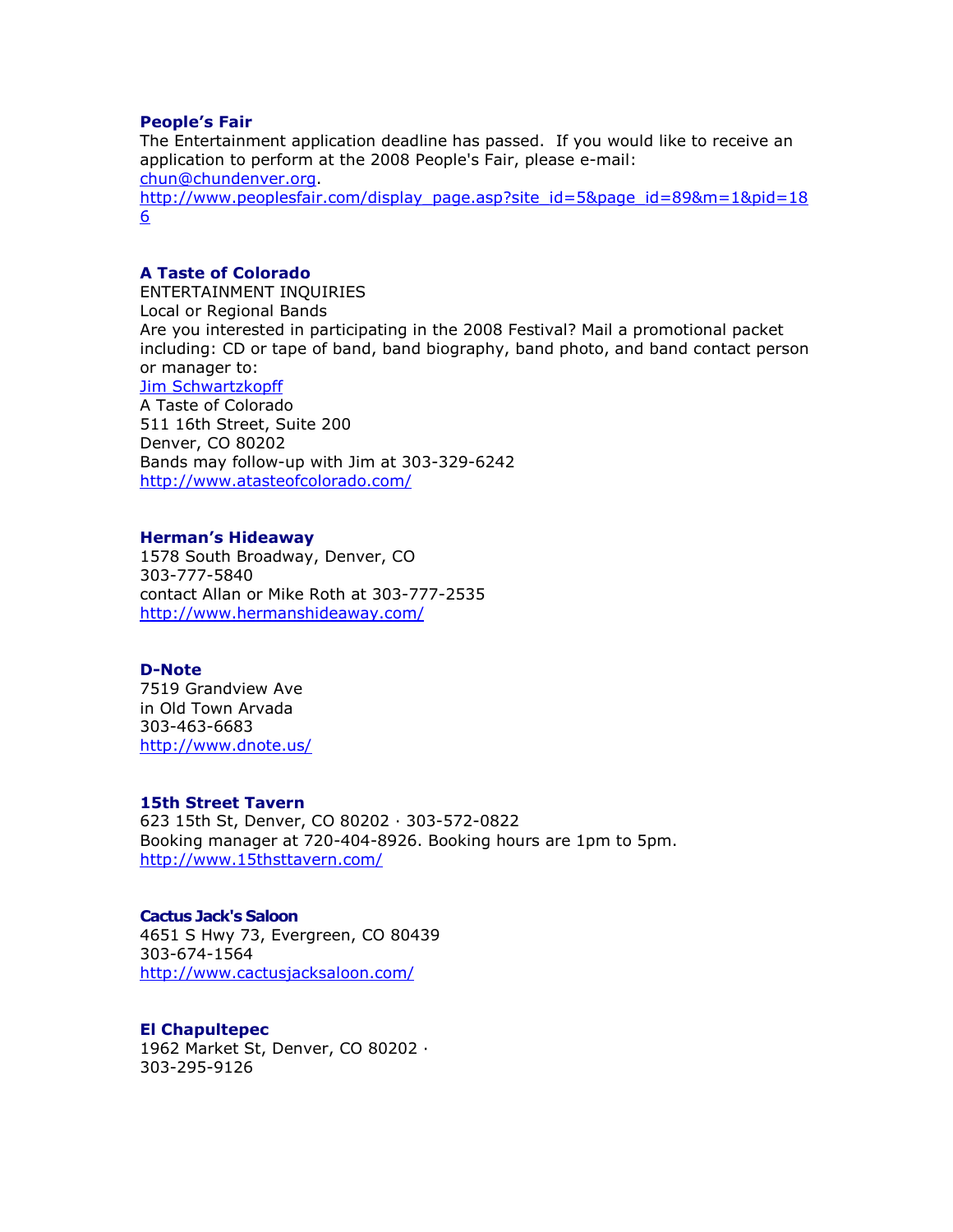**People's Fair**

The Entertainment application deadline has passed. If you would like to receive an application to perform at the 2008 People's Fair, please e-mail: chun@chundenver.org.

http://www.peoplesfair.com/display_page.asp?site_id=5&page_id=89&m=1&pid=186

**A Taste of Colorado**

ENTERTAINMENT INQUIRIES

Local or Regional Bands

Are you interested in participating in the 2008 Festival? Mail a promotional packet including: CD or tape of band, band biography, band photo, and band contact person or manager to:

Jim Schwartzkopff

A Taste of Colorado

511 16th Street, Suite 200

Denver, CO 80202

Bands may follow-up with Jim at 303-329-6242

http://www.atasteofcolorado.com/

**Herman's Hideaway**

1578 South Broadway, Denver, CO

303-777-5840

contact Allan or Mike Roth at 303-777-2535

http://www.hermanshideaway.com/

**D-Note**

7519 Grandview Ave

in Old Town Arvada

303-463-6683

http://www.dnote.us/

**15th Street Tavern**

623 15th St, Denver, CO 80202 · 303-572-0822

Booking manager at 720-404-8926. Booking hours are 1pm to 5pm.

http://www.15thsttavern.com/

**Cactus Jack's Saloon**

4651 S Hwy 73, Evergreen, CO 80439

303-674-1564

http://www.cactusjacksaloon.com/

**El Chapultepec**

1962 Market St, Denver, CO 80202 ·

303-295-9126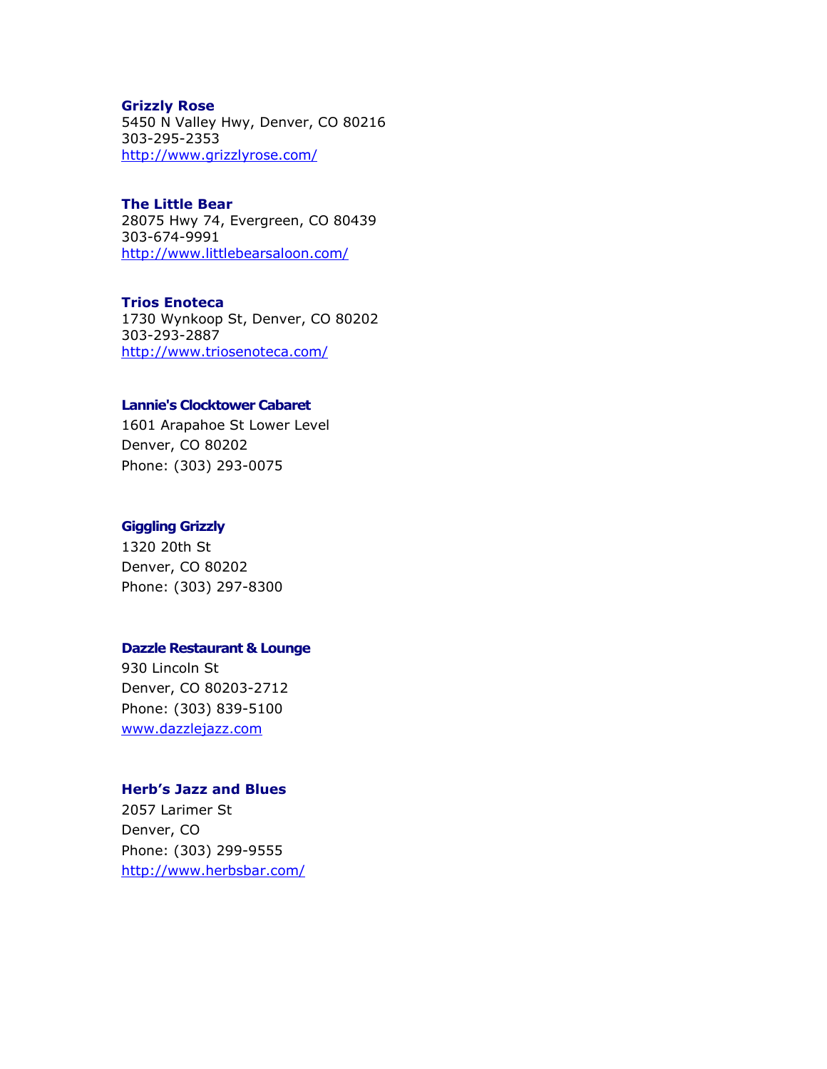**Grizzly Rose**
5450 N Valley Hwy, Denver, CO 80216
303-295-2353
http://www.grizzlyrose.com/

**The Little Bear**
28075 Hwy 74, Evergreen, CO 80439
303-674-9991
http://www.littlebearsaloon.com/

**Trios Enoteca**
1730 Wynkoop St, Denver, CO 80202
303-293-2887
http://www.triosenoteca.com/

**Lannie's Clocktower Cabaret**
1601 Arapahoe St Lower Level
Denver, CO 80202
Phone: (303) 293-0075

**Giggling Grizzly**
1320 20th St
Denver, CO 80202
Phone: (303) 297-8300

**Dazzle Restaurant & Lounge**
930 Lincoln St
Denver, CO 80203-2712
Phone: (303) 839-5100
www.dazzlejazz.com

**Herb's Jazz and Blues**
2057 Larimer St
Denver, CO
Phone: (303) 299-9555
http://www.herbsbar.com/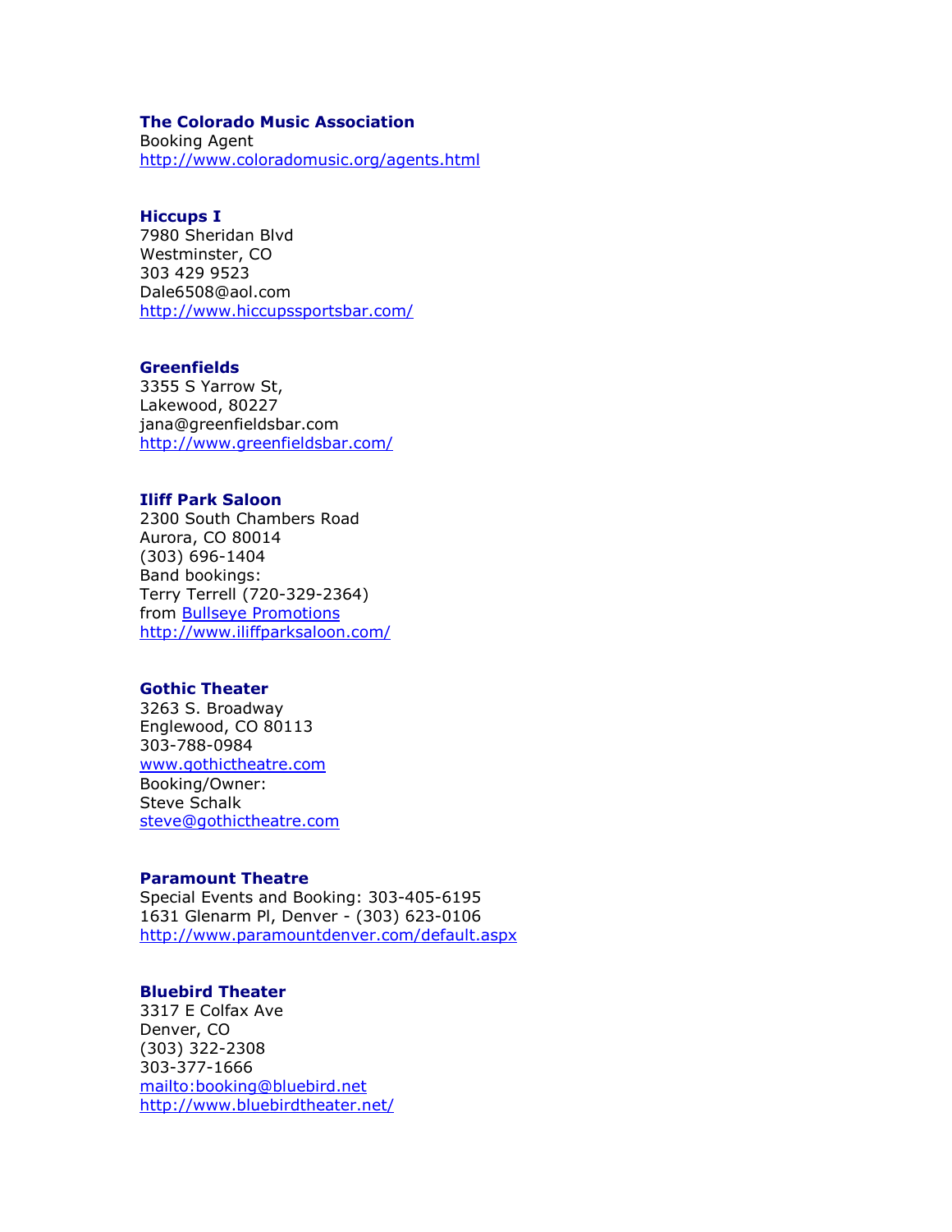**The Colorado Music Association**
Booking Agent
http://www.coloradomusic.org/agents.html

**Hiccups I**
7980 Sheridan Blvd
Westminster, CO
303 429 9523
Dale6508@aol.com
http://www.hiccupssportsbar.com/

**Greenfields**
3355 S Yarrow St,
Lakewood, 80227
jana@greenfieldsbar.com
http://www.greenfieldsbar.com/

**Iliff Park Saloon**
2300 South Chambers Road
Aurora, CO 80014
(303) 696-1404
Band bookings:
Terry Terrell (720-329-2364)
from Bullseye Promotions
http://www.iliffparksaloon.com/

**Gothic Theater**
3263 S. Broadway
Englewood, CO 80113
303-788-0984
www.gothictheatre.com
Booking/Owner:
Steve Schalk
steve@gothictheatre.com

**Paramount Theatre**
Special Events and Booking: 303-405-6195
1631 Glenarm Pl, Denver - (303) 623-0106
http://www.paramountdenver.com/default.aspx

**Bluebird Theater**
3317 E Colfax Ave
Denver, CO
(303) 322-2308
303-377-1666
mailto:booking@bluebird.net
http://www.bluebirdtheater.net/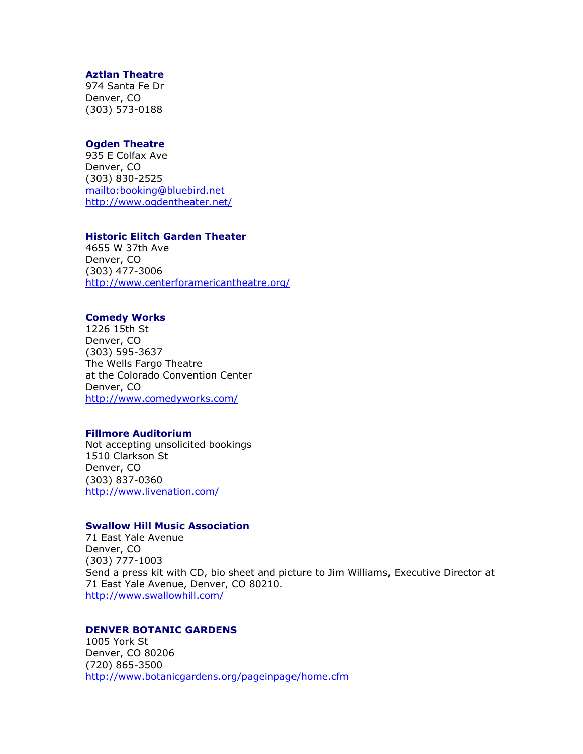**Aztlan Theatre**
974 Santa Fe Dr
Denver, CO
(303) 573-0188

**Ogden Theatre**
935 E Colfax Ave
Denver, CO
(303) 830-2525
mailto:booking@bluebird.net
http://www.ogdentheater.net/

**Historic Elitch Garden Theater**
4655 W 37th Ave
Denver, CO
(303) 477-3006
http://www.centerforamericantheatre.org/

**Comedy Works**
1226 15th St
Denver, CO
(303) 595-3637
The Wells Fargo Theatre
at the Colorado Convention Center
Denver, CO
http://www.comedyworks.com/

**Fillmore Auditorium**
Not accepting unsolicited bookings
1510 Clarkson St
Denver, CO
(303) 837-0360
http://www.livenation.com/

**Swallow Hill Music Association**
71 East Yale Avenue
Denver, CO
(303) 777-1003
Send a press kit with CD, bio sheet and picture to Jim Williams, Executive Director at 71 East Yale Avenue, Denver, CO 80210.
http://www.swallowhill.com/

**DENVER BOTANIC GARDENS**
1005 York St
Denver, CO 80206
(720) 865-3500
http://www.botanicgardens.org/pageinpage/home.cfm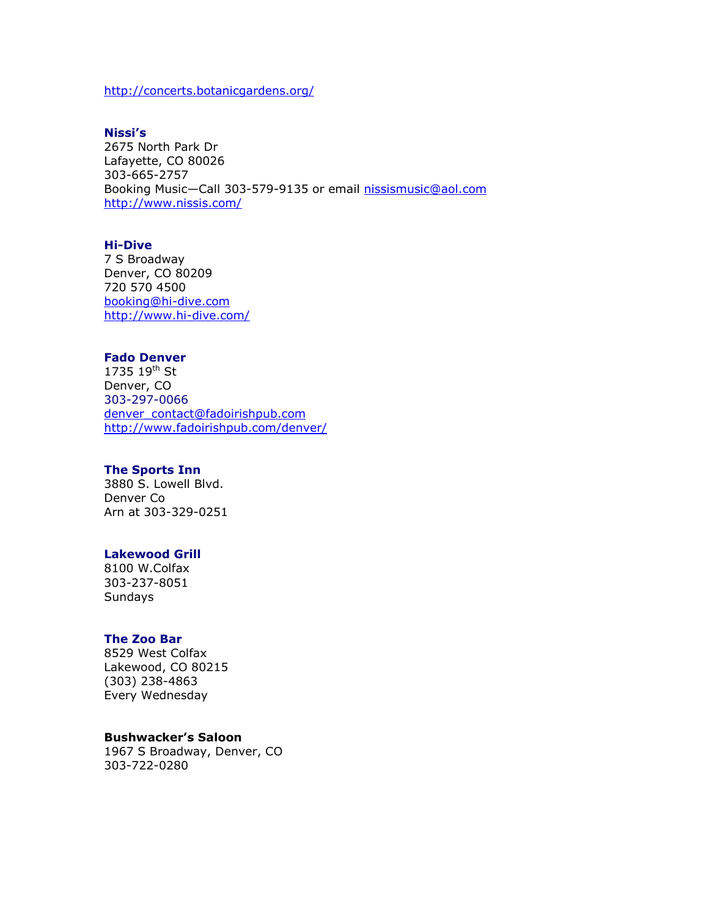http://concerts.botanicgardens.org/

**Nissi's**
2675 North Park Dr
Lafayette, CO 80026
303-665-2757
Booking Music—Call 303-579-9135 or email nissismusic@aol.com
http://www.nissis.com/

**Hi-Dive**
7 S Broadway
Denver, CO 80209
720 570 4500
booking@hi-dive.com
http://www.hi-dive.com/

**Fado Denver**
1735 19th St
Denver, CO
303-297-0066
denver_contact@fadoirishpub.com
http://www.fadoirishpub.com/denver/

**The Sports Inn**
3880 S. Lowell Blvd.
Denver Co
Arn at 303-329-0251

**Lakewood Grill**
8100 W.Colfax
303-237-8051
Sundays

**The Zoo Bar**
8529 West Colfax
Lakewood, CO 80215
(303) 238-4863
Every Wednesday

**Bushwacker's Saloon**
1967 S Broadway, Denver, CO
303-722-0280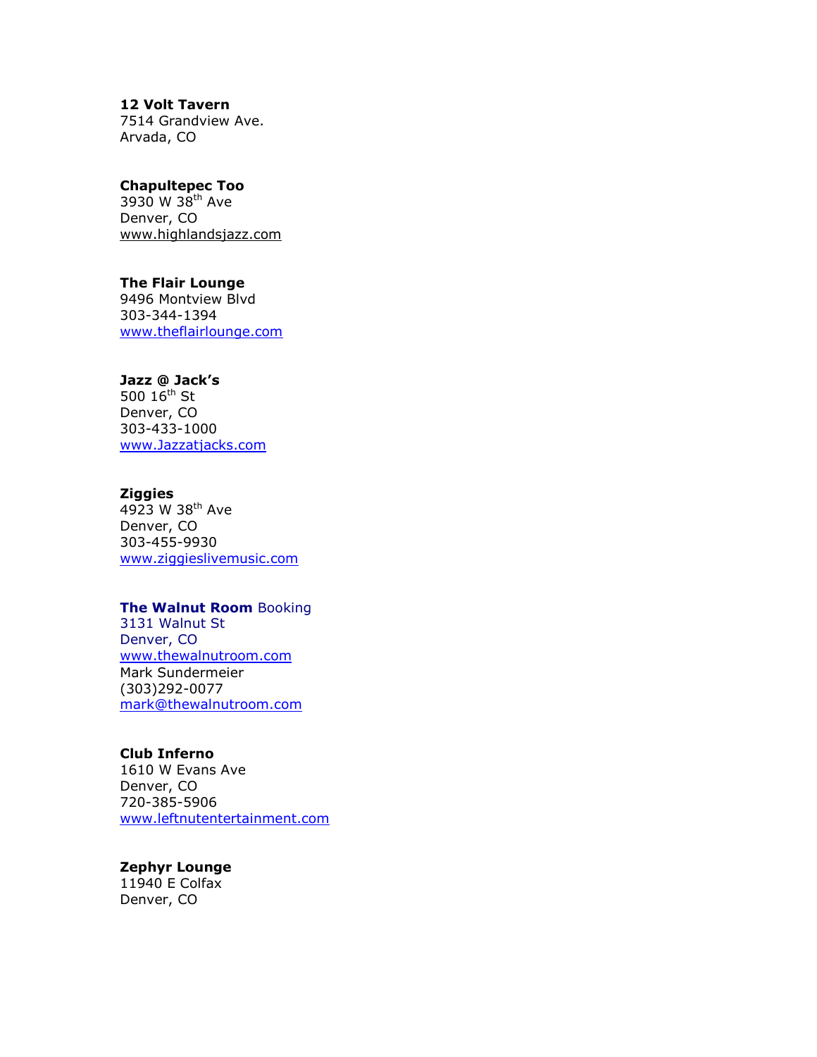**12 Volt Tavern**
7514 Grandview Ave.
Arvada, CO

**Chapultepec Too**
3930 W 38th Ave
Denver, CO
www.highlandsjazz.com

**The Flair Lounge**
9496 Montview Blvd
303-344-1394
www.theflairlounge.com

**Jazz @ Jack's**
500 16th St
Denver, CO
303-433-1000
www.Jazzatjacks.com

**Ziggies**
4923 W 38th Ave
Denver, CO
303-455-9930
www.ziggieslivemusic.com

**The Walnut Room** Booking
3131 Walnut St
Denver, CO
www.thewalnutroom.com
Mark Sundermeier
(303)292-0077
mark@thewalnutroom.com

**Club Inferno**
1610 W Evans Ave
Denver, CO
720-385-5906
www.leftnutentertainment.com

**Zephyr Lounge**
11940 E Colfax
Denver, CO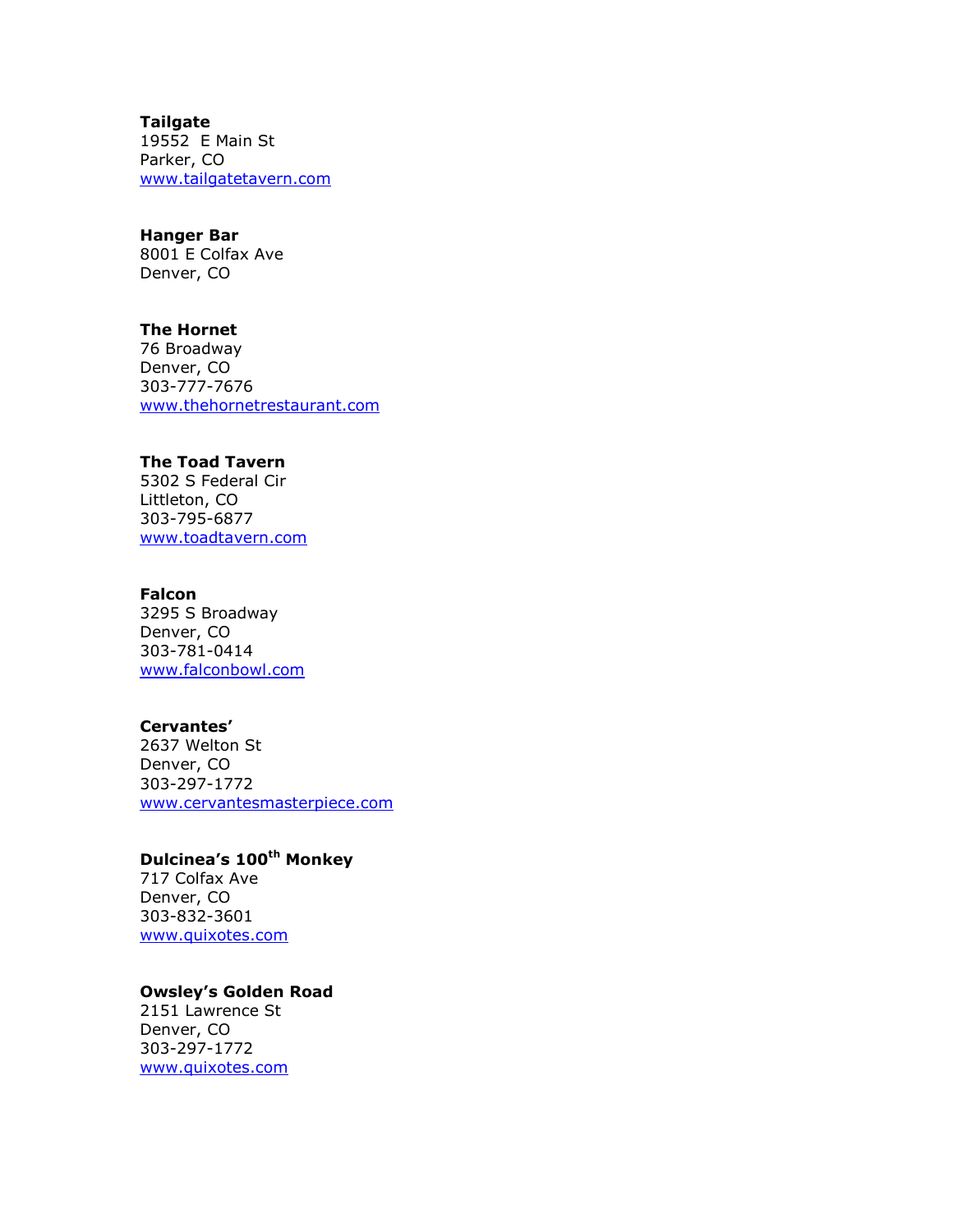**Tailgate**
19552 E Main St
Parker, CO
www.tailgatetavern.com

**Hanger Bar**
8001 E Colfax Ave
Denver, CO

**The Hornet**
76 Broadway
Denver, CO
303-777-7676
www.thehornetrestaurant.com

**The Toad Tavern**
5302 S Federal Cir
Littleton, CO
303-795-6877
www.toadtavern.com

**Falcon**
3295 S Broadway
Denver, CO
303-781-0414
www.falconbowl.com

**Cervantes'**
2637 Welton St
Denver, CO
303-297-1772
www.cervantesmasterpiece.com

**Dulcinea's 100th Monkey**
717 Colfax Ave
Denver, CO
303-832-3601
www.quixotes.com

**Owsley's Golden Road**
2151 Lawrence St
Denver, CO
303-297-1772
www.quixotes.com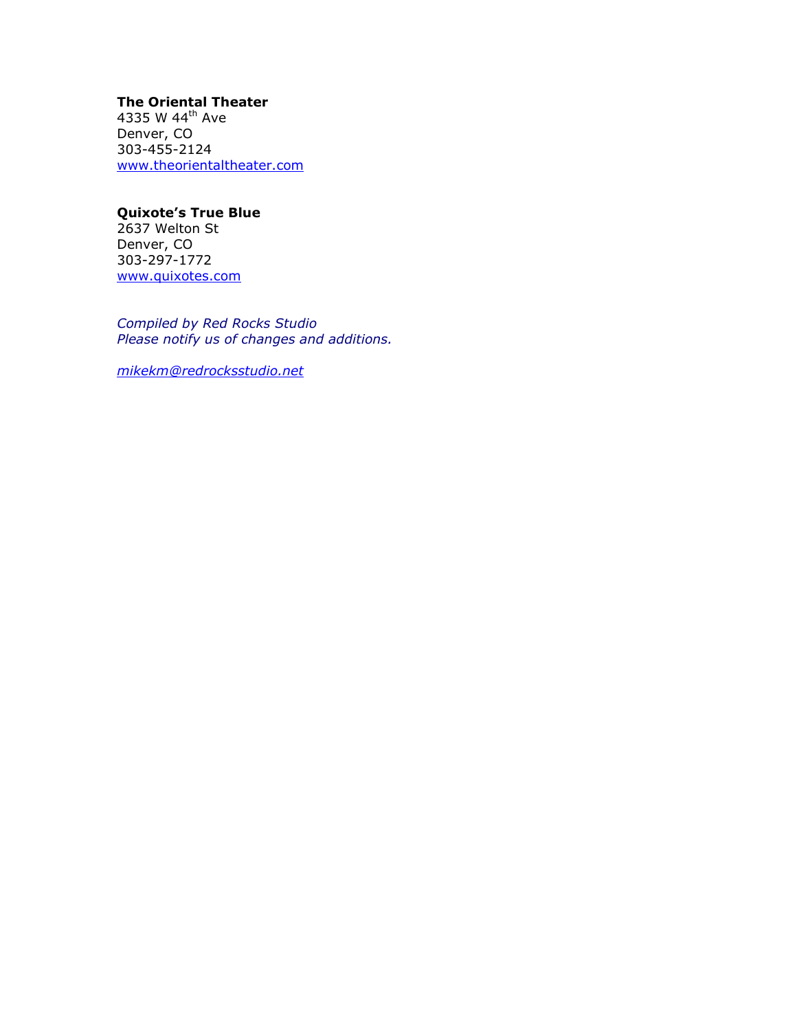**The Oriental Theater**
4335 W 44th Ave
Denver, CO
303-455-2124
www.theorientaltheater.com

**Quixote's True Blue**
2637 Welton St
Denver, CO
303-297-1772
www.quixotes.com

*Compiled by Red Rocks Studio*
*Please notify us of changes and additions.*

*mikekm@redrocksstudio.net*